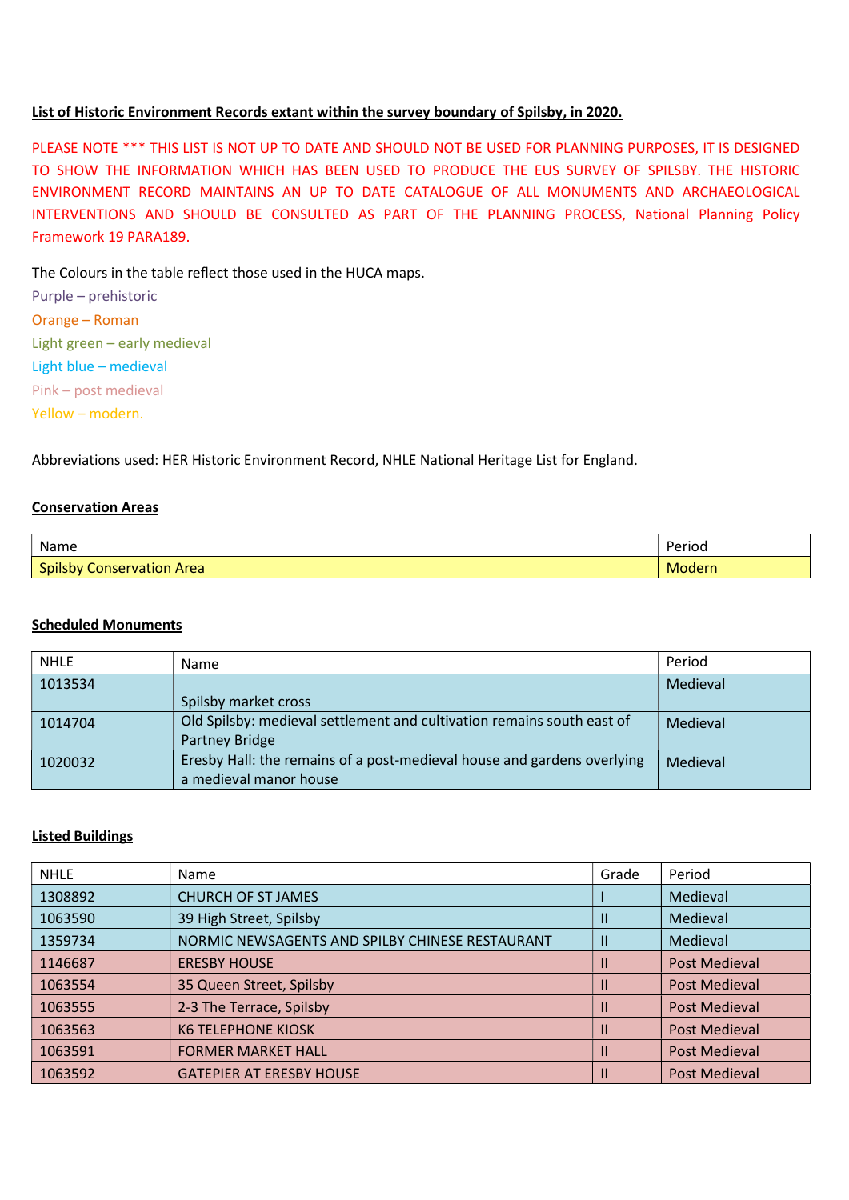**List of Historic Environment Records extant within the survey boundary of Spilsby, in 2020.**

PLEASE NOTE *** THIS LIST IS NOT UP TO DATE AND SHOULD NOT BE USED FOR PLANNING PURPOSES, IT IS DESIGNED TO SHOW THE INFORMATION WHICH HAS BEEN USED TO PRODUCE THE EUS SURVEY OF SPILSBY. THE HISTORIC ENVIRONMENT RECORD MAINTAINS AN UP TO DATE CATALOGUE OF ALL MONUMENTS AND ARCHAEOLOGICAL INTERVENTIONS AND SHOULD BE CONSULTED AS PART OF THE PLANNING PROCESS, National Planning Policy Framework 19 PARA189.

The Colours in the table reflect those used in the HUCA maps.

Purple – prehistoric
Orange – Roman
Light green – early medieval
Light blue – medieval
Pink – post medieval
Yellow – modern.

Abbreviations used: HER Historic Environment Record, NHLE National Heritage List for England.

**Conservation Areas**

| Name | Period |
|---|---|
| Spilsby Conservation Area | Modern |

**Scheduled Monuments**

| NHLE | Name | Period |
|---|---|---|
| 1013534 | Spilsby market cross | Medieval |
| 1014704 | Old Spilsby: medieval settlement and cultivation remains south east of Partney Bridge | Medieval |
| 1020032 | Eresby Hall: the remains of a post-medieval house and gardens overlying a medieval manor house | Medieval |

**Listed Buildings**

| NHLE | Name | Grade | Period |
|---|---|---|---|
| 1308892 | CHURCH OF ST JAMES | I | Medieval |
| 1063590 | 39 High Street, Spilsby | II | Medieval |
| 1359734 | NORMIC NEWSAGENTS AND SPILBY CHINESE RESTAURANT | II | Medieval |
| 1146687 | ERESBY HOUSE | II | Post Medieval |
| 1063554 | 35 Queen Street, Spilsby | II | Post Medieval |
| 1063555 | 2-3 The Terrace, Spilsby | II | Post Medieval |
| 1063563 | K6 TELEPHONE KIOSK | II | Post Medieval |
| 1063591 | FORMER MARKET HALL | II | Post Medieval |
| 1063592 | GATEPIER AT ERESBY HOUSE | II | Post Medieval |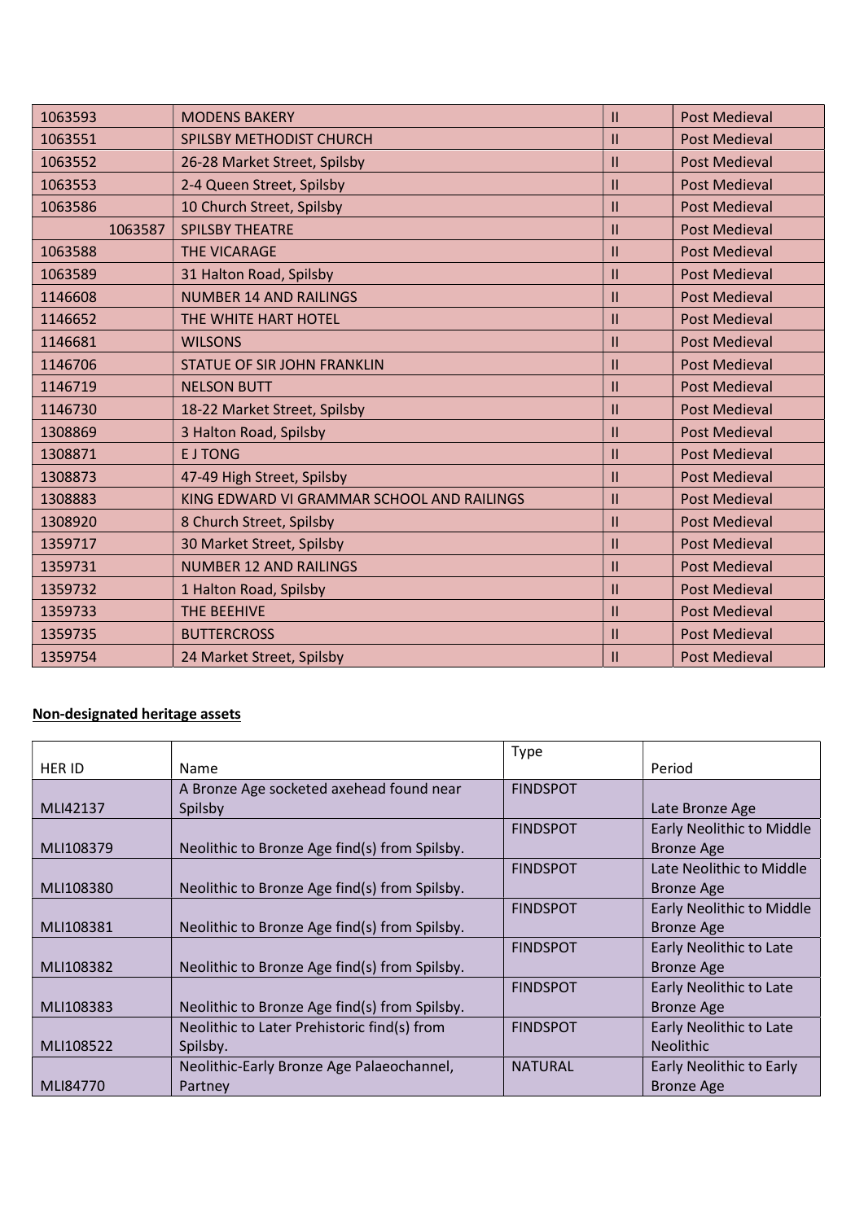| | | | |
|---|---|---|---|
| 1063593 | MODENS BAKERY | II | Post Medieval |
| 1063551 | SPILSBY METHODIST CHURCH | II | Post Medieval |
| 1063552 | 26-28 Market Street, Spilsby | II | Post Medieval |
| 1063553 | 2-4 Queen Street, Spilsby | II | Post Medieval |
| 1063586 | 10 Church Street, Spilsby | II | Post Medieval |
| 1063587 | SPILSBY THEATRE | II | Post Medieval |
| 1063588 | THE VICARAGE | II | Post Medieval |
| 1063589 | 31 Halton Road, Spilsby | II | Post Medieval |
| 1146608 | NUMBER 14 AND RAILINGS | II | Post Medieval |
| 1146652 | THE WHITE HART HOTEL | II | Post Medieval |
| 1146681 | WILSONS | II | Post Medieval |
| 1146706 | STATUE OF SIR JOHN FRANKLIN | II | Post Medieval |
| 1146719 | NELSON BUTT | II | Post Medieval |
| 1146730 | 18-22 Market Street, Spilsby | II | Post Medieval |
| 1308869 | 3 Halton Road, Spilsby | II | Post Medieval |
| 1308871 | E J TONG | II | Post Medieval |
| 1308873 | 47-49 High Street, Spilsby | II | Post Medieval |
| 1308883 | KING EDWARD VI GRAMMAR SCHOOL AND RAILINGS | II | Post Medieval |
| 1308920 | 8 Church Street, Spilsby | II | Post Medieval |
| 1359717 | 30 Market Street, Spilsby | II | Post Medieval |
| 1359731 | NUMBER 12 AND RAILINGS | II | Post Medieval |
| 1359732 | 1 Halton Road, Spilsby | II | Post Medieval |
| 1359733 | THE BEEHIVE | II | Post Medieval |
| 1359735 | BUTTERCROSS | II | Post Medieval |
| 1359754 | 24 Market Street, Spilsby | II | Post Medieval |

**Non-designated heritage assets**

| HER ID | Name | Type | Period |
|---|---|---|---|
| MLI42137 | A Bronze Age socketed axehead found near Spilsby | FINDSPOT | Late Bronze Age |
| MLI108379 | Neolithic to Bronze Age find(s) from Spilsby. | FINDSPOT | Early Neolithic to Middle Bronze Age |
| MLI108380 | Neolithic to Bronze Age find(s) from Spilsby. | FINDSPOT | Late Neolithic to Middle Bronze Age |
| MLI108381 | Neolithic to Bronze Age find(s) from Spilsby. | FINDSPOT | Early Neolithic to Middle Bronze Age |
| MLI108382 | Neolithic to Bronze Age find(s) from Spilsby. | FINDSPOT | Early Neolithic to Late Bronze Age |
| MLI108383 | Neolithic to Bronze Age find(s) from Spilsby. | FINDSPOT | Early Neolithic to Late Bronze Age |
| MLI108522 | Neolithic to Later Prehistoric find(s) from Spilsby. | FINDSPOT | Early Neolithic to Late Neolithic |
| MLI84770 | Neolithic-Early Bronze Age Palaeochannel, Partney | NATURAL | Early Neolithic to Early Bronze Age |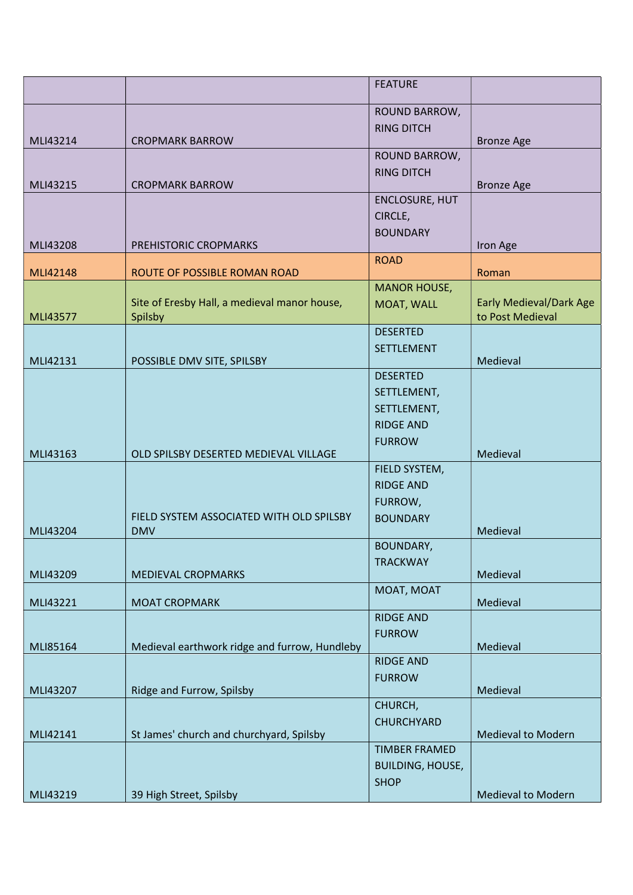| | | FEATURE | |
|---|---|---|---|
| MLI43214 | CROPMARK BARROW | ROUND BARROW, RING DITCH | Bronze Age |
| MLI43215 | CROPMARK BARROW | ROUND BARROW, RING DITCH | Bronze Age |
| MLI43208 | PREHISTORIC CROPMARKS | ENCLOSURE, HUT CIRCLE, BOUNDARY | Iron Age |
| MLI42148 | ROUTE OF POSSIBLE ROMAN ROAD | ROAD | Roman |
| MLI43577 | Site of Eresby Hall, a medieval manor house, Spilsby | MANOR HOUSE, MOAT, WALL | Early Medieval/Dark Age to Post Medieval |
| MLI42131 | POSSIBLE DMV SITE, SPILSBY | DESERTED SETTLEMENT | Medieval |
| MLI43163 | OLD SPILSBY DESERTED MEDIEVAL VILLAGE | DESERTED SETTLEMENT, SETTLEMENT, RIDGE AND FURROW | Medieval |
| MLI43204 | FIELD SYSTEM ASSOCIATED WITH OLD SPILSBY DMV | FIELD SYSTEM, RIDGE AND FURROW, BOUNDARY | Medieval |
| MLI43209 | MEDIEVAL CROPMARKS | BOUNDARY, TRACKWAY | Medieval |
| MLI43221 | MOAT CROPMARK | MOAT, MOAT | Medieval |
| MLI85164 | Medieval earthwork ridge and furrow, Hundleby | RIDGE AND FURROW | Medieval |
| MLI43207 | Ridge and Furrow, Spilsby | RIDGE AND FURROW | Medieval |
| MLI42141 | St James' church and churchyard, Spilsby | CHURCH, CHURCHYARD | Medieval to Modern |
| MLI43219 | 39 High Street, Spilsby | TIMBER FRAMED BUILDING, HOUSE, SHOP | Medieval to Modern |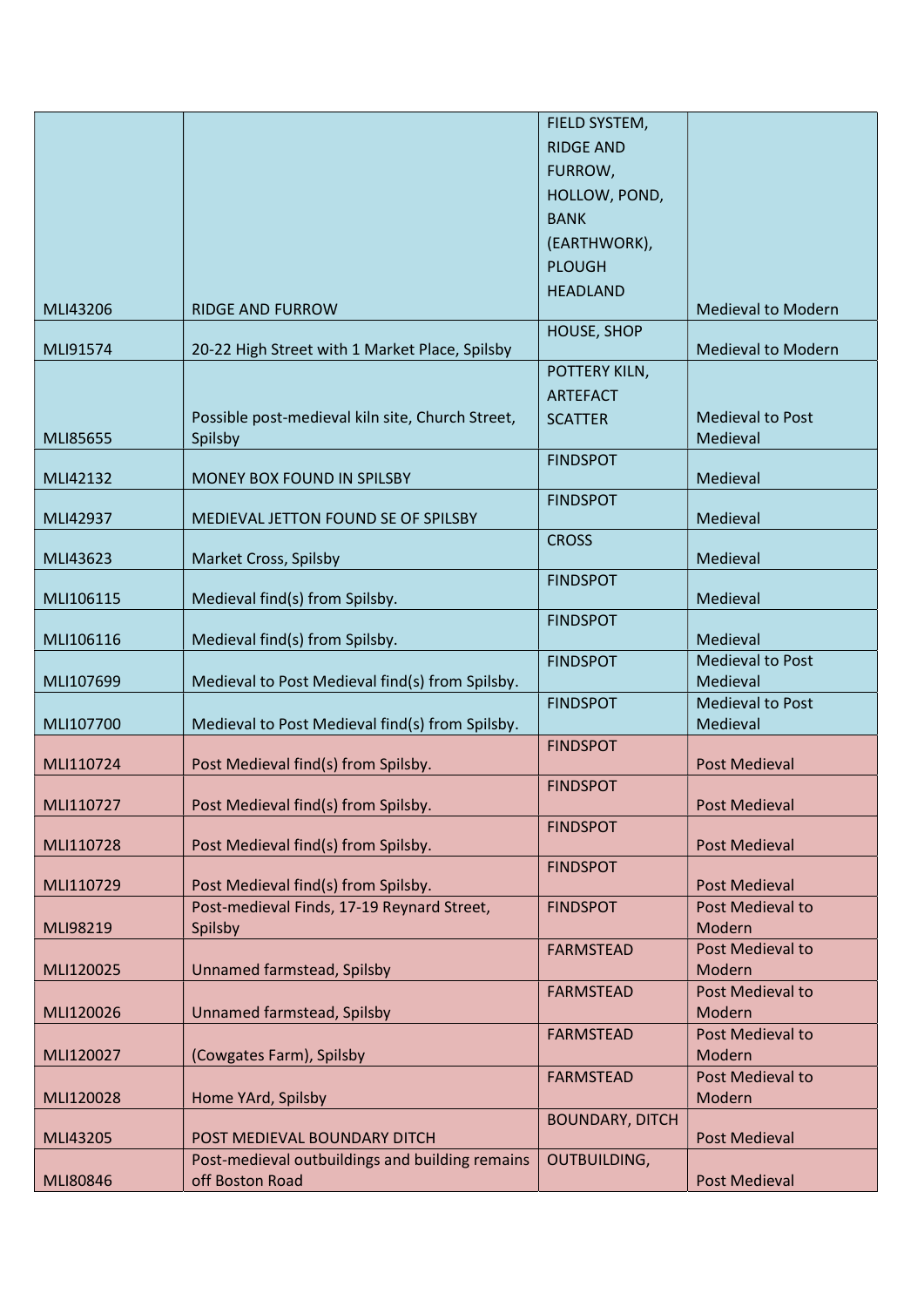| | | | |
|---|---|---|---|
| MLI43206 | RIDGE AND FURROW | FIELD SYSTEM, RIDGE AND FURROW, HOLLOW, POND, BANK (EARTHWORK), PLOUGH HEADLAND | Medieval to Modern |
| MLI91574 | 20-22 High Street with 1 Market Place, Spilsby | HOUSE, SHOP | Medieval to Modern |
| MLI85655 | Possible post-medieval kiln site, Church Street, Spilsby | POTTERY KILN, ARTEFACT SCATTER | Medieval to Post Medieval |
| MLI42132 | MONEY BOX FOUND IN SPILSBY | FINDSPOT | Medieval |
| MLI42937 | MEDIEVAL JETTON FOUND SE OF SPILSBY | FINDSPOT | Medieval |
| MLI43623 | Market Cross, Spilsby | CROSS | Medieval |
| MLI106115 | Medieval find(s) from Spilsby. | FINDSPOT | Medieval |
| MLI106116 | Medieval find(s) from Spilsby. | FINDSPOT | Medieval |
| MLI107699 | Medieval to Post Medieval find(s) from Spilsby. | FINDSPOT | Medieval to Post Medieval |
| MLI107700 | Medieval to Post Medieval find(s) from Spilsby. | FINDSPOT | Medieval to Post Medieval |
| MLI110724 | Post Medieval find(s) from Spilsby. | FINDSPOT | Post Medieval |
| MLI110727 | Post Medieval find(s) from Spilsby. | FINDSPOT | Post Medieval |
| MLI110728 | Post Medieval find(s) from Spilsby. | FINDSPOT | Post Medieval |
| MLI110729 | Post Medieval find(s) from Spilsby. | FINDSPOT | Post Medieval |
| MLI98219 | Post-medieval Finds, 17-19 Reynard Street, Spilsby | FINDSPOT | Post Medieval to Modern |
| MLI120025 | Unnamed farmstead, Spilsby | FARMSTEAD | Post Medieval to Modern |
| MLI120026 | Unnamed farmstead, Spilsby | FARMSTEAD | Post Medieval to Modern |
| MLI120027 | (Cowgates Farm), Spilsby | FARMSTEAD | Post Medieval to Modern |
| MLI120028 | Home YArd, Spilsby | FARMSTEAD | Post Medieval to Modern |
| MLI43205 | POST MEDIEVAL BOUNDARY DITCH | BOUNDARY, DITCH | Post Medieval |
| MLI80846 | Post-medieval outbuildings and building remains off Boston Road | OUTBUILDING, | Post Medieval |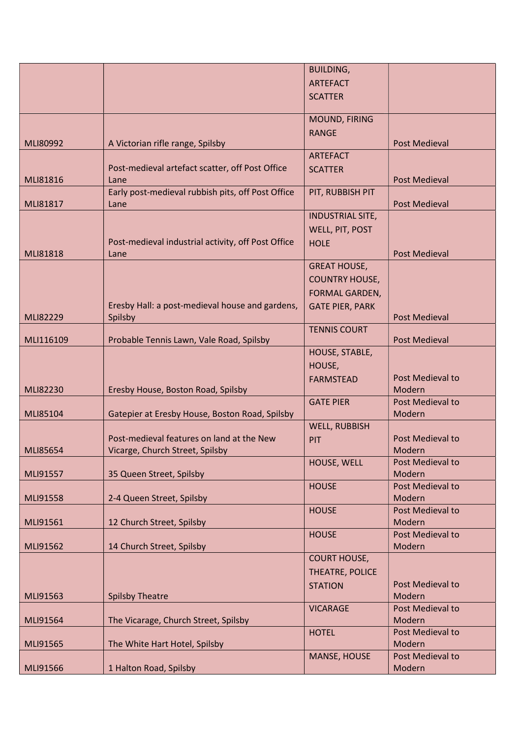| | | | |
|---|---|---|---|
| | | BUILDING, ARTEFACT SCATTER | |
| MLI80992 | A Victorian rifle range, Spilsby | MOUND, FIRING RANGE | Post Medieval |
| MLI81816 | Post-medieval artefact scatter, off Post Office Lane | ARTEFACT SCATTER | Post Medieval |
| MLI81817 | Early post-medieval rubbish pits, off Post Office Lane | PIT, RUBBISH PIT | Post Medieval |
| MLI81818 | Post-medieval industrial activity, off Post Office Lane | INDUSTRIAL SITE, WELL, PIT, POST HOLE | Post Medieval |
| MLI82229 | Eresby Hall: a post-medieval house and gardens, Spilsby | GREAT HOUSE, COUNTRY HOUSE, FORMAL GARDEN, GATE PIER, PARK | Post Medieval |
| MLI116109 | Probable Tennis Lawn, Vale Road, Spilsby | TENNIS COURT | Post Medieval |
| MLI82230 | Eresby House, Boston Road, Spilsby | HOUSE, STABLE, HOUSE, FARMSTEAD | Post Medieval to Modern |
| MLI85104 | Gatepier at Eresby House, Boston Road, Spilsby | GATE PIER | Post Medieval to Modern |
| MLI85654 | Post-medieval features on land at the New Vicarge, Church Street, Spilsby | WELL, RUBBISH PIT | Post Medieval to Modern |
| MLI91557 | 35 Queen Street, Spilsby | HOUSE, WELL | Post Medieval to Modern |
| MLI91558 | 2-4 Queen Street, Spilsby | HOUSE | Post Medieval to Modern |
| MLI91561 | 12 Church Street, Spilsby | HOUSE | Post Medieval to Modern |
| MLI91562 | 14 Church Street, Spilsby | HOUSE | Post Medieval to Modern |
| MLI91563 | Spilsby Theatre | COURT HOUSE, THEATRE, POLICE STATION | Post Medieval to Modern |
| MLI91564 | The Vicarage, Church Street, Spilsby | VICARAGE | Post Medieval to Modern |
| MLI91565 | The White Hart Hotel, Spilsby | HOTEL | Post Medieval to Modern |
| MLI91566 | 1 Halton Road, Spilsby | MANSE, HOUSE | Post Medieval to Modern |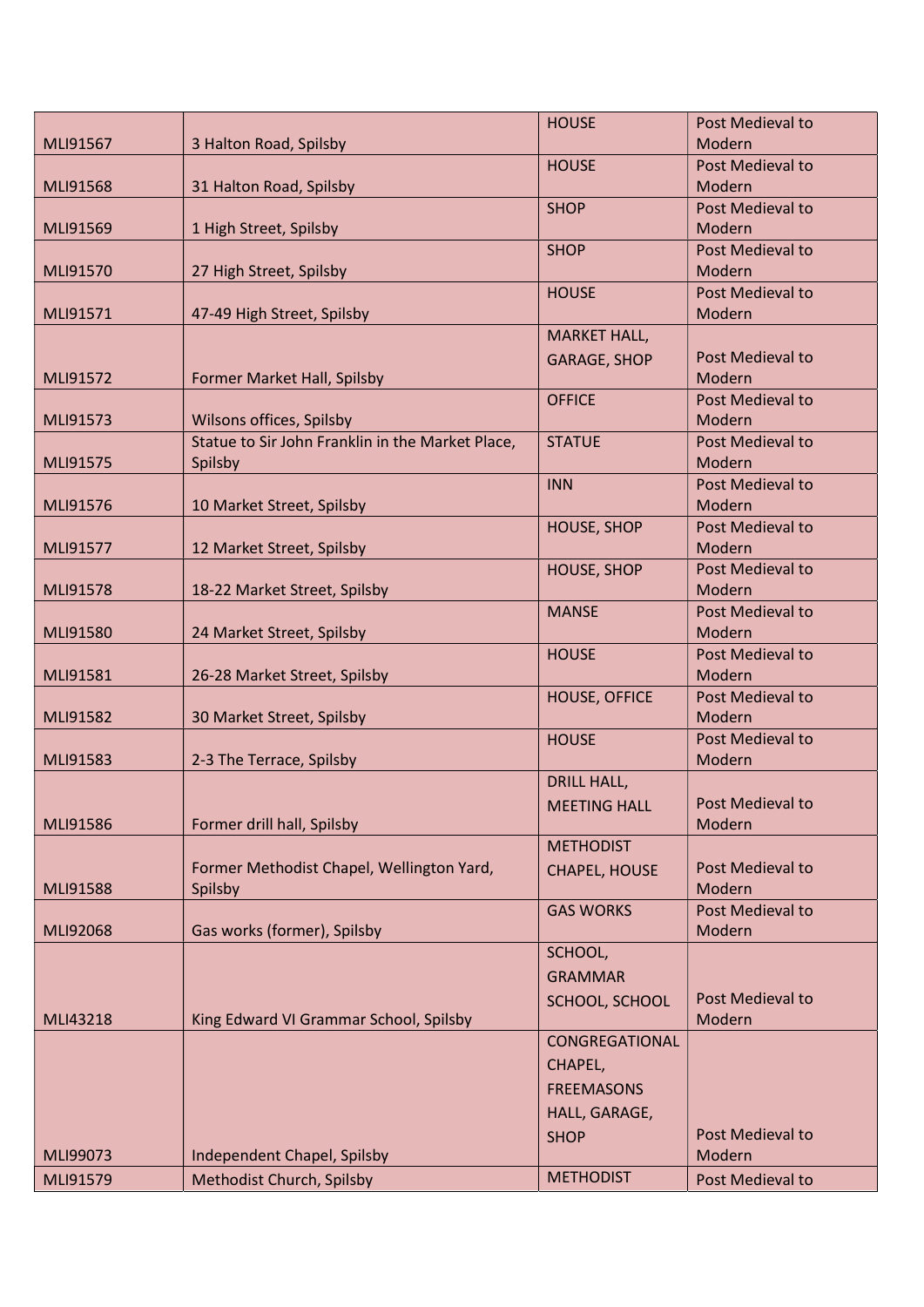| | | | |
|---|---|---|---|
| MLI91567 | 3 Halton Road, Spilsby | HOUSE | Post Medieval to Modern |
| MLI91568 | 31 Halton Road, Spilsby | HOUSE | Post Medieval to Modern |
| MLI91569 | 1 High Street, Spilsby | SHOP | Post Medieval to Modern |
| MLI91570 | 27 High Street, Spilsby | SHOP | Post Medieval to Modern |
| MLI91571 | 47-49 High Street, Spilsby | HOUSE | Post Medieval to Modern |
| MLI91572 | Former Market Hall, Spilsby | MARKET HALL, GARAGE, SHOP | Post Medieval to Modern |
| MLI91573 | Wilsons offices, Spilsby | OFFICE | Post Medieval to Modern |
| MLI91575 | Statue to Sir John Franklin in the Market Place, Spilsby | STATUE | Post Medieval to Modern |
| MLI91576 | 10 Market Street, Spilsby | INN | Post Medieval to Modern |
| MLI91577 | 12 Market Street, Spilsby | HOUSE, SHOP | Post Medieval to Modern |
| MLI91578 | 18-22 Market Street, Spilsby | HOUSE, SHOP | Post Medieval to Modern |
| MLI91580 | 24 Market Street, Spilsby | MANSE | Post Medieval to Modern |
| MLI91581 | 26-28 Market Street, Spilsby | HOUSE | Post Medieval to Modern |
| MLI91582 | 30 Market Street, Spilsby | HOUSE, OFFICE | Post Medieval to Modern |
| MLI91583 | 2-3 The Terrace, Spilsby | HOUSE | Post Medieval to Modern |
| MLI91586 | Former drill hall, Spilsby | DRILL HALL, MEETING HALL | Post Medieval to Modern |
| MLI91588 | Former Methodist Chapel, Wellington Yard, Spilsby | METHODIST CHAPEL, HOUSE | Post Medieval to Modern |
| MLI92068 | Gas works (former), Spilsby | GAS WORKS | Post Medieval to Modern |
| MLI43218 | King Edward VI Grammar School, Spilsby | SCHOOL, GRAMMAR SCHOOL, SCHOOL | Post Medieval to Modern |
| MLI99073 | Independent Chapel, Spilsby | CONGREGATIONAL CHAPEL, FREEMASONS HALL, GARAGE, SHOP | Post Medieval to Modern |
| MLI91579 | Methodist Church, Spilsby | METHODIST | Post Medieval to |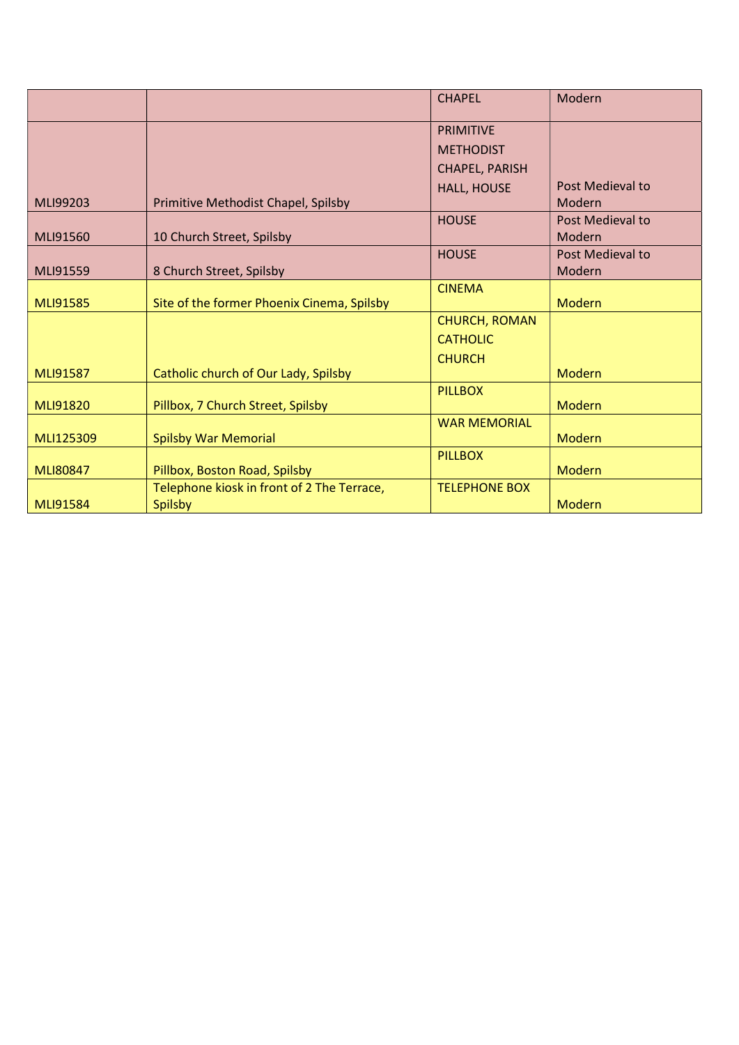| | | | |
|---|---|---|---|
| | | CHAPEL | Modern |
| MLI99203 | Primitive Methodist Chapel, Spilsby | PRIMITIVE METHODIST CHAPEL, PARISH HALL, HOUSE | Post Medieval to Modern |
| MLI91560 | 10 Church Street, Spilsby | HOUSE | Post Medieval to Modern |
| MLI91559 | 8 Church Street, Spilsby | HOUSE | Post Medieval to Modern |
| MLI91585 | Site of the former Phoenix Cinema, Spilsby | CINEMA | Modern |
| MLI91587 | Catholic church of Our Lady, Spilsby | CHURCH, ROMAN CATHOLIC CHURCH | Modern |
| MLI91820 | Pillbox, 7 Church Street, Spilsby | PILLBOX | Modern |
| MLI125309 | Spilsby War Memorial | WAR MEMORIAL | Modern |
| MLI80847 | Pillbox, Boston Road, Spilsby | PILLBOX | Modern |
| MLI91584 | Telephone kiosk in front of 2 The Terrace, Spilsby | TELEPHONE BOX | Modern |